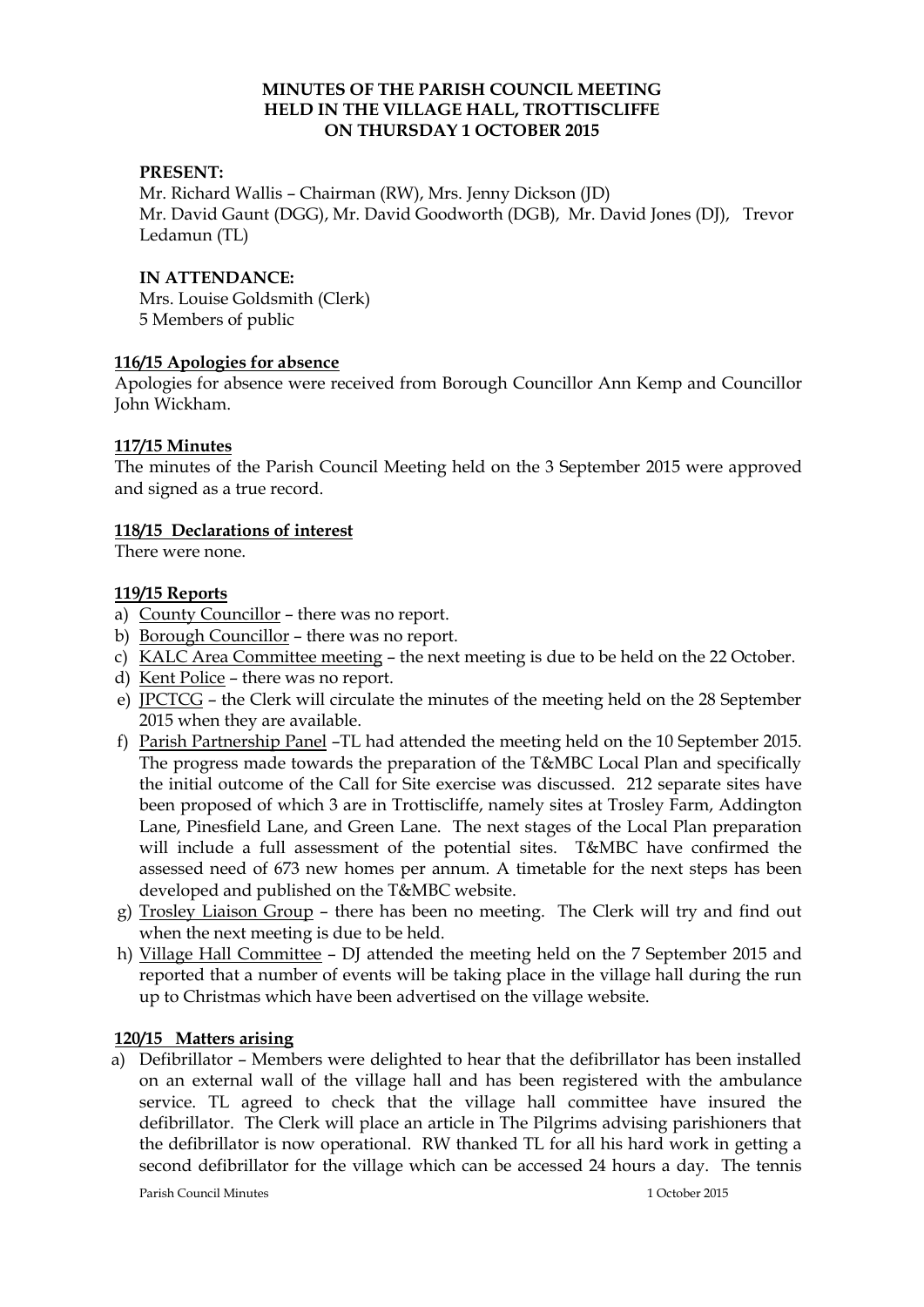# MINUTES OF THE PARISH COUNCIL MEETING HELD IN THE VILLAGE HALL, TROTTISCLIFFE ON THURSDAY 1 OCTOBER 2015

**PRESENT:**

Mr. Richard Wallis – Chairman (RW), Mrs. Jenny Dickson (JD)
Mr. David Gaunt (DGG), Mr. David Goodworth (DGB), Mr. David Jones (DJ), Trevor Ledamun (TL)

**IN ATTENDANCE:**

Mrs. Louise Goldsmith (Clerk)
5 Members of public

## 116/15 Apologies for absence

Apologies for absence were received from Borough Councillor Ann Kemp and Councillor John Wickham.

## 117/15 Minutes

The minutes of the Parish Council Meeting held on the 3 September 2015 were approved and signed as a true record.

## 118/15 Declarations of interest

There were none.

## 119/15 Reports

a) County Councillor – there was no report.
b) Borough Councillor – there was no report.
c) KALC Area Committee meeting – the next meeting is due to be held on the 22 October.
d) Kent Police – there was no report.
e) JPCTCG – the Clerk will circulate the minutes of the meeting held on the 28 September 2015 when they are available.
f) Parish Partnership Panel –TL had attended the meeting held on the 10 September 2015. The progress made towards the preparation of the T&MBC Local Plan and specifically the initial outcome of the Call for Site exercise was discussed. 212 separate sites have been proposed of which 3 are in Trottiscliffe, namely sites at Trosley Farm, Addington Lane, Pinesfield Lane, and Green Lane. The next stages of the Local Plan preparation will include a full assessment of the potential sites. T&MBC have confirmed the assessed need of 673 new homes per annum. A timetable for the next steps has been developed and published on the T&MBC website.
g) Trosley Liaison Group – there has been no meeting. The Clerk will try and find out when the next meeting is due to be held.
h) Village Hall Committee – DJ attended the meeting held on the 7 September 2015 and reported that a number of events will be taking place in the village hall during the run up to Christmas which have been advertised on the village website.

## 120/15 Matters arising

a) Defibrillator – Members were delighted to hear that the defibrillator has been installed on an external wall of the village hall and has been registered with the ambulance service. TL agreed to check that the village hall committee have insured the defibrillator. The Clerk will place an article in The Pilgrims advising parishioners that the defibrillator is now operational. RW thanked TL for all his hard work in getting a second defibrillator for the village which can be accessed 24 hours a day. The tennis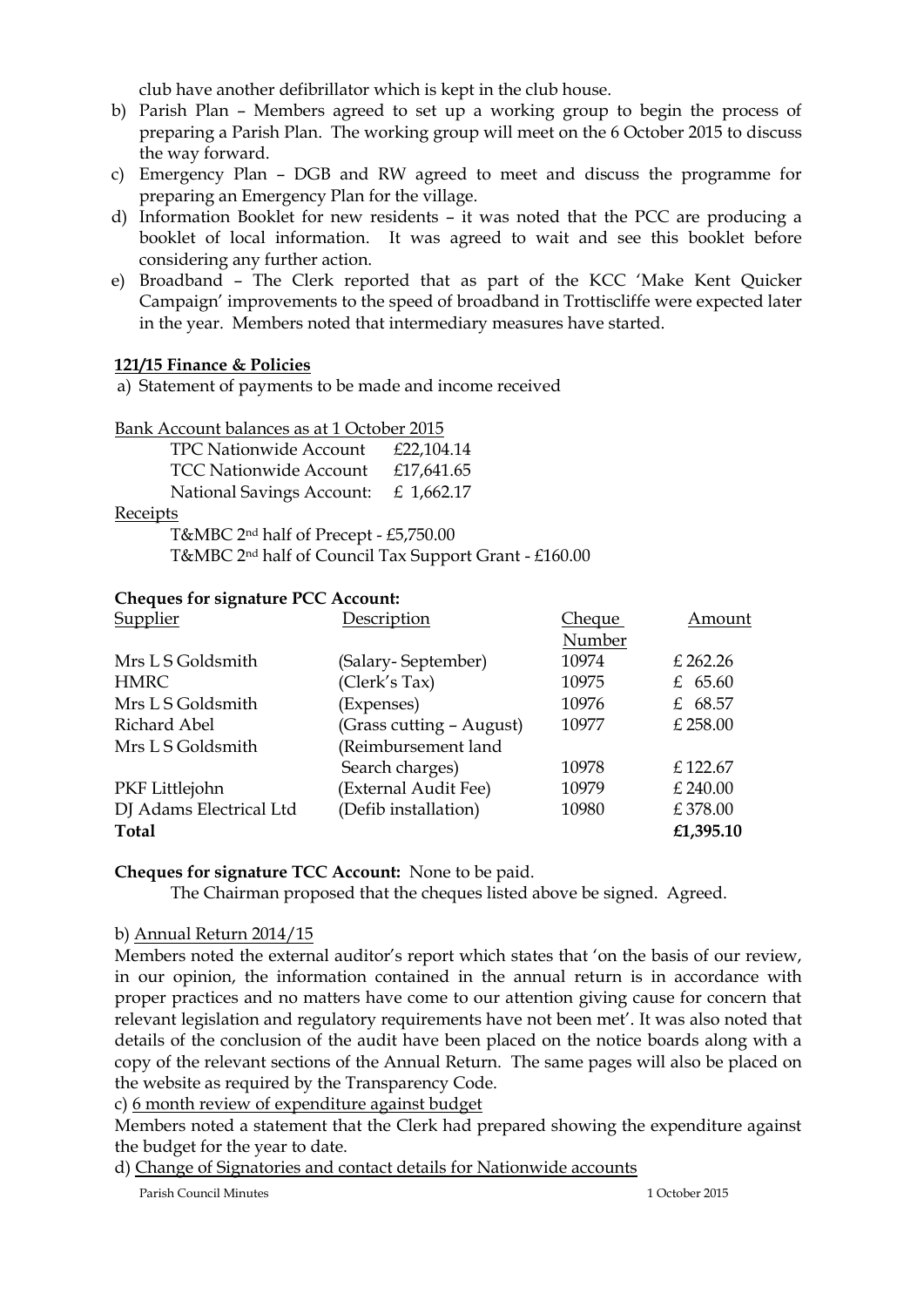club have another defibrillator which is kept in the club house.

b) Parish Plan – Members agreed to set up a working group to begin the process of preparing a Parish Plan. The working group will meet on the 6 October 2015 to discuss the way forward.
c) Emergency Plan – DGB and RW agreed to meet and discuss the programme for preparing an Emergency Plan for the village.
d) Information Booklet for new residents – it was noted that the PCC are producing a booklet of local information. It was agreed to wait and see this booklet before considering any further action.
e) Broadband – The Clerk reported that as part of the KCC 'Make Kent Quicker Campaign' improvements to the speed of broadband in Trottiscliffe were expected later in the year. Members noted that intermediary measures have started.

**121/15 Finance & Policies**

a) Statement of payments to be made and income received

Bank Account balances as at 1 October 2015

| | |
|---|---|
| TPC Nationwide Account | £22,104.14 |
| TCC Nationwide Account | £17,641.65 |
| National Savings Account: | £ 1,662.17 |

Receipts

T&MBC 2nd half of Precept - £5,750.00
T&MBC 2nd half of Council Tax Support Grant - £160.00

**Cheques for signature PCC Account:**

| Supplier | Description | Cheque Number | Amount |
|---|---|---|---|
| Mrs L S Goldsmith | (Salary- September) | 10974 | £ 262.26 |
| HMRC | (Clerk's Tax) | 10975 | £ 65.60 |
| Mrs L S Goldsmith | (Expenses) | 10976 | £ 68.57 |
| Richard Abel | (Grass cutting – August) | 10977 | £ 258.00 |
| Mrs L S Goldsmith | (Reimbursement land Search charges) | 10978 | £ 122.67 |
| PKF Littlejohn | (External Audit Fee) | 10979 | £ 240.00 |
| DJ Adams Electrical Ltd | (Defib installation) | 10980 | £ 378.00 |
| **Total** | | | **£1,395.10** |

**Cheques for signature TCC Account:** None to be paid.

The Chairman proposed that the cheques listed above be signed. Agreed.

b) Annual Return 2014/15

Members noted the external auditor's report which states that 'on the basis of our review, in our opinion, the information contained in the annual return is in accordance with proper practices and no matters have come to our attention giving cause for concern that relevant legislation and regulatory requirements have not been met'. It was also noted that details of the conclusion of the audit have been placed on the notice boards along with a copy of the relevant sections of the Annual Return. The same pages will also be placed on the website as required by the Transparency Code.

c) 6 month review of expenditure against budget

Members noted a statement that the Clerk had prepared showing the expenditure against the budget for the year to date.

d) Change of Signatories and contact details for Nationwide accounts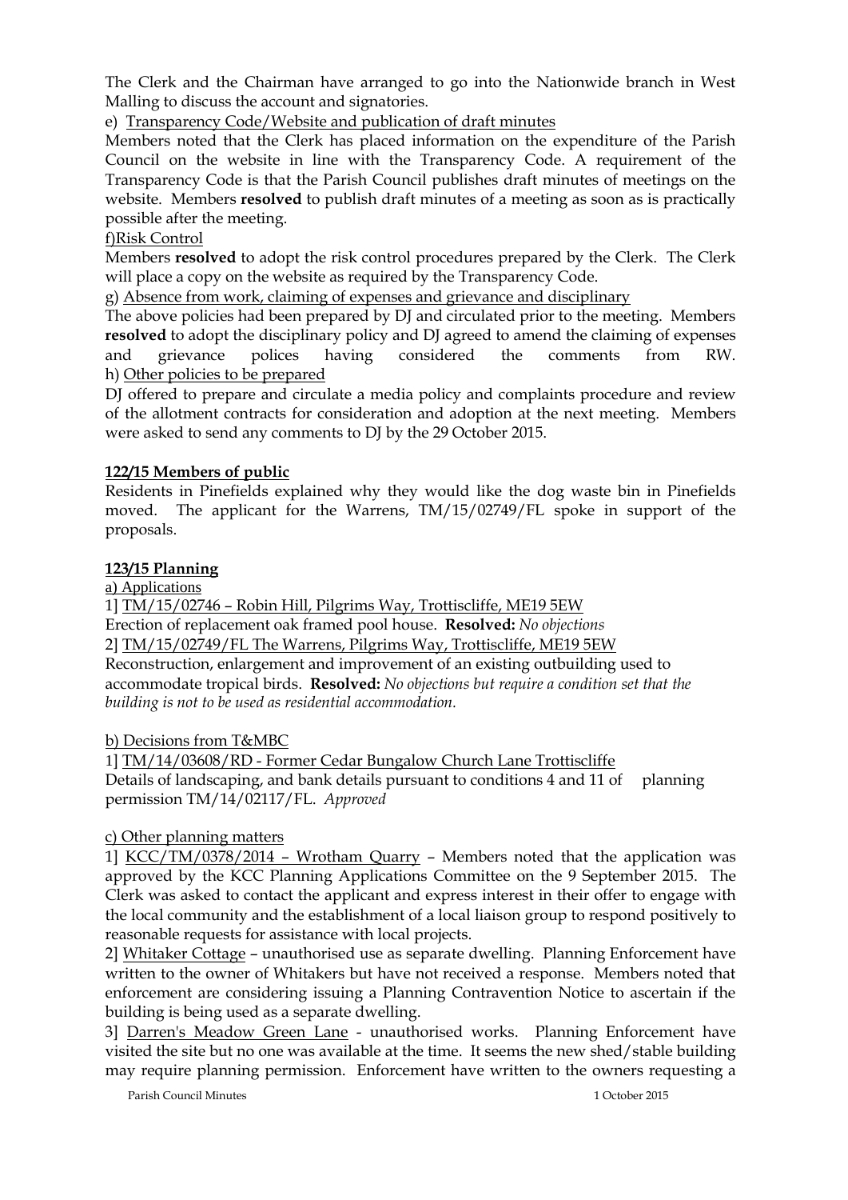The Clerk and the Chairman have arranged to go into the Nationwide branch in West Malling to discuss the account and signatories.

e) Transparency Code/Website and publication of draft minutes

Members noted that the Clerk has placed information on the expenditure of the Parish Council on the website in line with the Transparency Code. A requirement of the Transparency Code is that the Parish Council publishes draft minutes of meetings on the website. Members **resolved** to publish draft minutes of a meeting as soon as is practically possible after the meeting.

f)Risk Control

Members **resolved** to adopt the risk control procedures prepared by the Clerk. The Clerk will place a copy on the website as required by the Transparency Code.

g) Absence from work, claiming of expenses and grievance and disciplinary

The above policies had been prepared by DJ and circulated prior to the meeting. Members **resolved** to adopt the disciplinary policy and DJ agreed to amend the claiming of expenses and grievance polices having considered the comments from RW.

h) Other policies to be prepared

DJ offered to prepare and circulate a media policy and complaints procedure and review of the allotment contracts for consideration and adoption at the next meeting. Members were asked to send any comments to DJ by the 29 October 2015.

**122/15 Members of public**

Residents in Pinefields explained why they would like the dog waste bin in Pinefields moved. The applicant for the Warrens, TM/15/02749/FL spoke in support of the proposals.

**123/15 Planning**

a) Applications

1] TM/15/02746 – Robin Hill, Pilgrims Way, Trottiscliffe, ME19 5EW

Erection of replacement oak framed pool house. **Resolved:** *No objections*

2] TM/15/02749/FL The Warrens, Pilgrims Way, Trottiscliffe, ME19 5EW

Reconstruction, enlargement and improvement of an existing outbuilding used to accommodate tropical birds. **Resolved:** *No objections but require a condition set that the building is not to be used as residential accommodation.*

b) Decisions from T&MBC

1] TM/14/03608/RD - Former Cedar Bungalow Church Lane Trottiscliffe

Details of landscaping, and bank details pursuant to conditions 4 and 11 of planning permission TM/14/02117/FL. *Approved*

c) Other planning matters

1] KCC/TM/0378/2014 – Wrotham Quarry – Members noted that the application was approved by the KCC Planning Applications Committee on the 9 September 2015. The Clerk was asked to contact the applicant and express interest in their offer to engage with the local community and the establishment of a local liaison group to respond positively to reasonable requests for assistance with local projects.

2] Whitaker Cottage – unauthorised use as separate dwelling. Planning Enforcement have written to the owner of Whitakers but have not received a response. Members noted that enforcement are considering issuing a Planning Contravention Notice to ascertain if the building is being used as a separate dwelling.

3] Darren's Meadow Green Lane - unauthorised works. Planning Enforcement have visited the site but no one was available at the time. It seems the new shed/stable building may require planning permission. Enforcement have written to the owners requesting a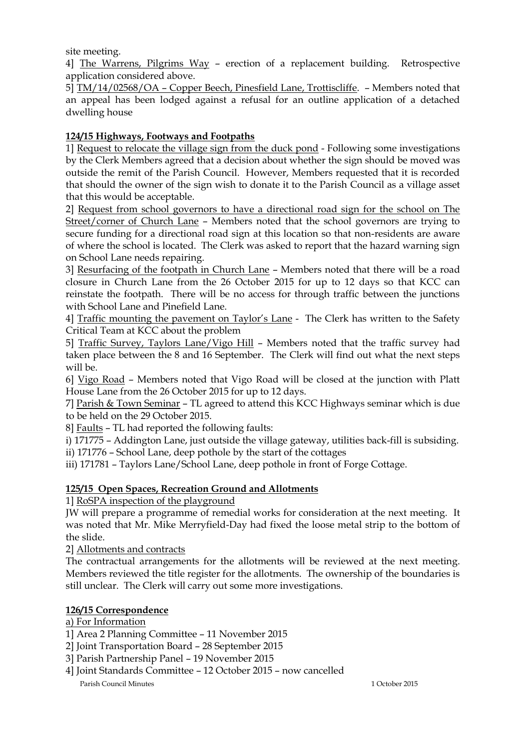site meeting.

4] The Warrens, Pilgrims Way – erection of a replacement building. Retrospective application considered above.

5] TM/14/02568/OA – Copper Beech, Pinesfield Lane, Trottiscliffe. – Members noted that an appeal has been lodged against a refusal for an outline application of a detached dwelling house

**124/15 Highways, Footways and Footpaths**

1] Request to relocate the village sign from the duck pond - Following some investigations by the Clerk Members agreed that a decision about whether the sign should be moved was outside the remit of the Parish Council. However, Members requested that it is recorded that should the owner of the sign wish to donate it to the Parish Council as a village asset that this would be acceptable.

2] Request from school governors to have a directional road sign for the school on The Street/corner of Church Lane – Members noted that the school governors are trying to secure funding for a directional road sign at this location so that non-residents are aware of where the school is located. The Clerk was asked to report that the hazard warning sign on School Lane needs repairing.

3] Resurfacing of the footpath in Church Lane – Members noted that there will be a road closure in Church Lane from the 26 October 2015 for up to 12 days so that KCC can reinstate the footpath. There will be no access for through traffic between the junctions with School Lane and Pinefield Lane.

4] Traffic mounting the pavement on Taylor's Lane - The Clerk has written to the Safety Critical Team at KCC about the problem

5] Traffic Survey, Taylors Lane/Vigo Hill – Members noted that the traffic survey had taken place between the 8 and 16 September. The Clerk will find out what the next steps will be.

6] Vigo Road – Members noted that Vigo Road will be closed at the junction with Platt House Lane from the 26 October 2015 for up to 12 days.

7] Parish & Town Seminar – TL agreed to attend this KCC Highways seminar which is due to be held on the 29 October 2015.

8] Faults – TL had reported the following faults:

i) 171775 – Addington Lane, just outside the village gateway, utilities back-fill is subsiding.

ii) 171776 – School Lane, deep pothole by the start of the cottages

iii) 171781 – Taylors Lane/School Lane, deep pothole in front of Forge Cottage.

**125/15 Open Spaces, Recreation Ground and Allotments**

1] RoSPA inspection of the playground

JW will prepare a programme of remedial works for consideration at the next meeting. It was noted that Mr. Mike Merryfield-Day had fixed the loose metal strip to the bottom of the slide.

2] Allotments and contracts

The contractual arrangements for the allotments will be reviewed at the next meeting. Members reviewed the title register for the allotments. The ownership of the boundaries is still unclear. The Clerk will carry out some more investigations.

**126/15 Correspondence**

a) For Information

1] Area 2 Planning Committee – 11 November 2015

2] Joint Transportation Board – 28 September 2015

3] Parish Partnership Panel – 19 November 2015

4] Joint Standards Committee – 12 October 2015 – now cancelled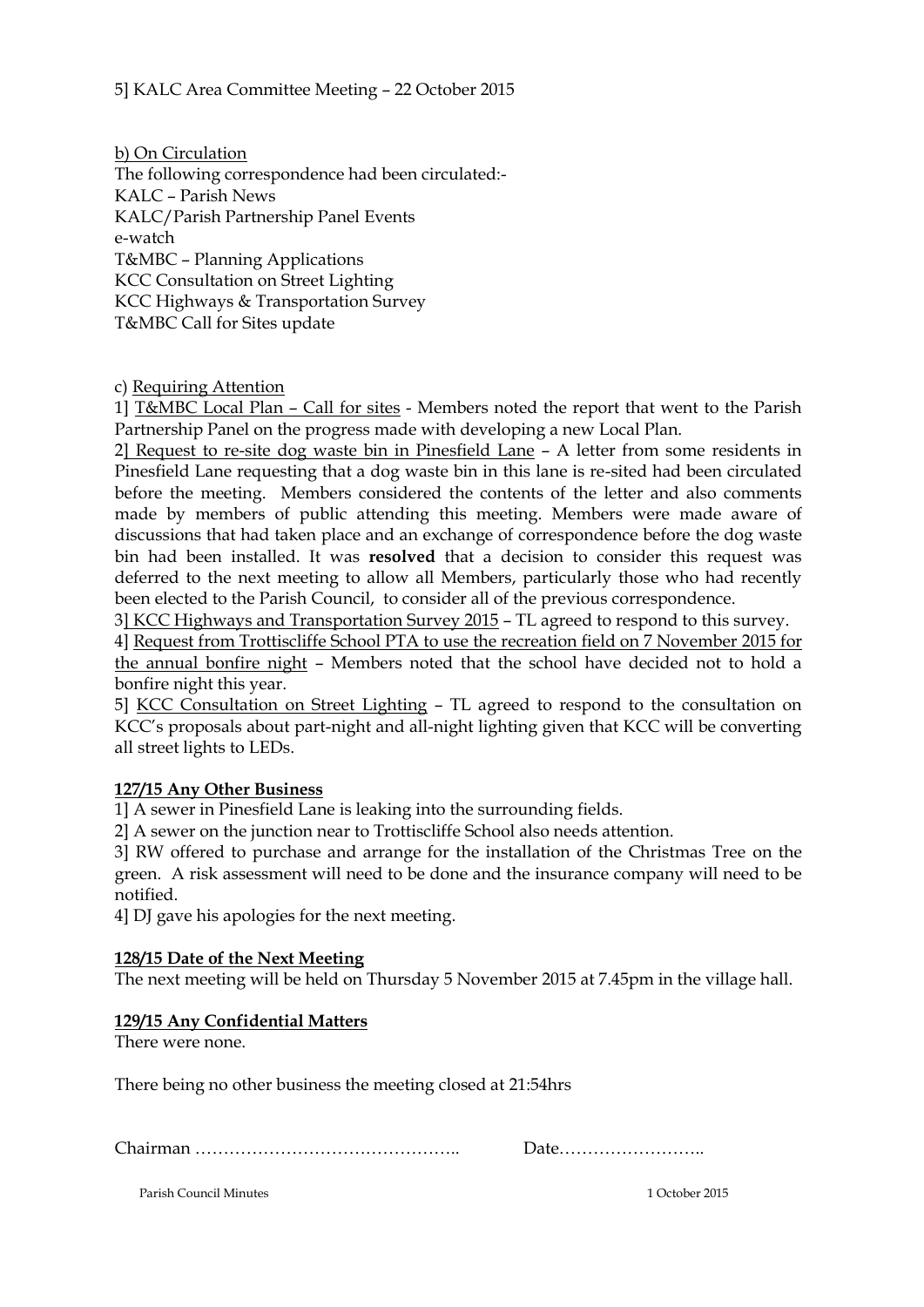5] KALC Area Committee Meeting – 22 October 2015

b) On Circulation

The following correspondence had been circulated:-
KALC – Parish News
KALC/Parish Partnership Panel Events
e-watch
T&MBC – Planning Applications
KCC Consultation on Street Lighting
KCC Highways & Transportation Survey
T&MBC Call for Sites update

c) Requiring Attention

1] T&MBC Local Plan – Call for sites - Members noted the report that went to the Parish Partnership Panel on the progress made with developing a new Local Plan.

2] Request to re-site dog waste bin in Pinesfield Lane – A letter from some residents in Pinesfield Lane requesting that a dog waste bin in this lane is re-sited had been circulated before the meeting. Members considered the contents of the letter and also comments made by members of public attending this meeting. Members were made aware of discussions that had taken place and an exchange of correspondence before the dog waste bin had been installed. It was **resolved** that a decision to consider this request was deferred to the next meeting to allow all Members, particularly those who had recently been elected to the Parish Council, to consider all of the previous correspondence.

3] KCC Highways and Transportation Survey 2015 – TL agreed to respond to this survey.

4] Request from Trottiscliffe School PTA to use the recreation field on 7 November 2015 for the annual bonfire night – Members noted that the school have decided not to hold a bonfire night this year.

5] KCC Consultation on Street Lighting – TL agreed to respond to the consultation on KCC's proposals about part-night and all-night lighting given that KCC will be converting all street lights to LEDs.

**127/15 Any Other Business**

1] A sewer in Pinesfield Lane is leaking into the surrounding fields.

2] A sewer on the junction near to Trottiscliffe School also needs attention.

3] RW offered to purchase and arrange for the installation of the Christmas Tree on the green. A risk assessment will need to be done and the insurance company will need to be notified.

4] DJ gave his apologies for the next meeting.

**128/15 Date of the Next Meeting**

The next meeting will be held on Thursday 5 November 2015 at 7.45pm in the village hall.

**129/15 Any Confidential Matters**

There were none.

There being no other business the meeting closed at 21:54hrs

Chairman ……………………………………..  Date……………………..